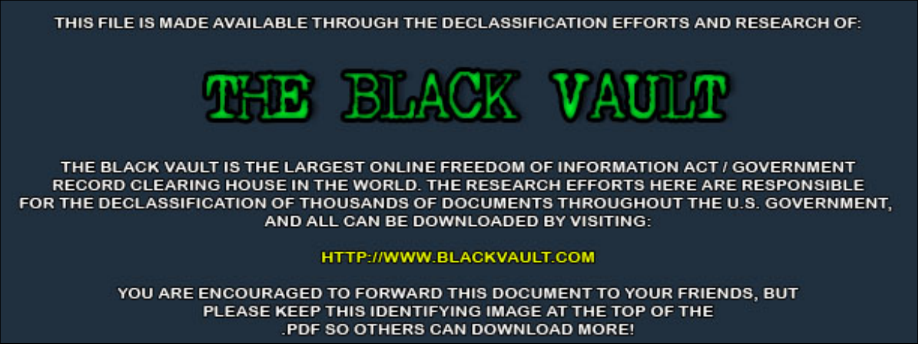THIS FILE IS MADE AVAILABLE THROUGH THE DECLASSIFICATION EFFORTS AND RESEARCH OF:

# THE BLACK VAULT

THE BLACK VAULT IS THE LARGEST ONLINE FREEDOM OF INFORMATION ACT / GOVERNMENT RECORD CLEARING HOUSE IN THE WORLD. THE RESEARCH EFFORTS HERE ARE RESPONSIBLE FOR THE DECLASSIFICATION OF THOUSANDS OF DOCUMENTS THROUGHOUT THE U.S. GOVERNMENT, AND ALL CAN BE DOWNLOADED BY VISITING:

HTTP://WWW.BLACKVAULT.COM

YOU ARE ENCOURAGED TO FORWARD THIS DOCUMENT TO YOUR FRIENDS, BUT PLEASE KEEP THIS IDENTIFYING IMAGE AT THE TOP OF THE .PDF SO OTHERS CAN DOWNLOAD MORE!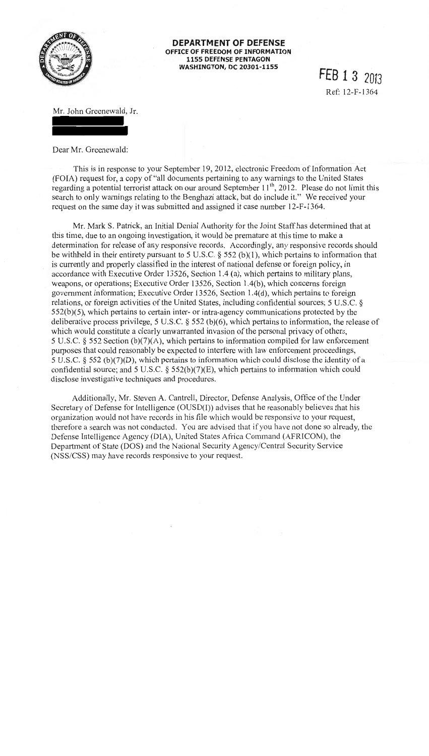**DEPARTMENT OF DEFENSE**
**OFFICE OF FREEDOM OF INFORMATION**
**1155 DEFENSE PENTAGON**
**WASHINGTON, DC 20301-1155**

FEB 13 2013

Ref: 12-F-1364

Mr. John Greenewald, Jr.

Dear Mr. Greenewald:

This is in response to your September 19, 2012, electronic Freedom of Information Act (FOIA) request for, a copy of "all documents pertaining to any warnings to the United States regarding a potential terrorist attack on our around September 11th, 2012. Please do not limit this search to only warnings relating to the Benghazi attack, but do include it." We received your request on the same day it was submitted and assigned it case number 12-F-1364.

Mr. Mark S. Patrick, an Initial Denial Authority for the Joint Staff has determined that at this time, due to an ongoing investigation, it would be premature at this time to make a determination for release of any responsive records. Accordingly, any responsive records should be withheld in their entirety pursuant to 5 U.S.C. § 552 (b)(1), which pertains to information that is currently and properly classified in the interest of national defense or foreign policy, in accordance with Executive Order 13526, Section 1.4 (a), which pertains to military plans, weapons, or operations; Executive Order 13526, Section 1.4(b), which concerns foreign government information; Executive Order 13526, Section 1.4(d), which pertains to foreign relations, or foreign activities of the United States, including confidential sources; 5 U.S.C. § 552(b)(5), which pertains to certain inter- or intra-agency communications protected by the deliberative process privilege, 5 U.S.C. § 552 (b)(6), which pertains to information, the release of which would constitute a clearly unwarranted invasion of the personal privacy of others, 5 U.S.C. § 552 Section (b)(7)(A), which pertains to information compiled for law enforcement purposes that could reasonably be expected to interfere with law enforcement proceedings, 5 U.S.C. § 552 (b)(7)(D), which pertains to information which could disclose the identity of a confidential source; and 5 U.S.C. § 552(b)(7)(E), which pertains to information which could disclose investigative techniques and procedures.

Additionally, Mr. Steven A. Cantrell, Director, Defense Analysis, Office of the Under Secretary of Defense for Intelligence (OUSD(I)) advises that he reasonably believes that his organization would not have records in his file which would be responsive to your request, therefore a search was not conducted. You are advised that if you have not done so already, the Defense Intelligence Agency (DIA), United States Africa Command (AFRICOM), the Department of State (DOS) and the National Security Agency/Central Security Service (NSS/CSS) may have records responsive to your request.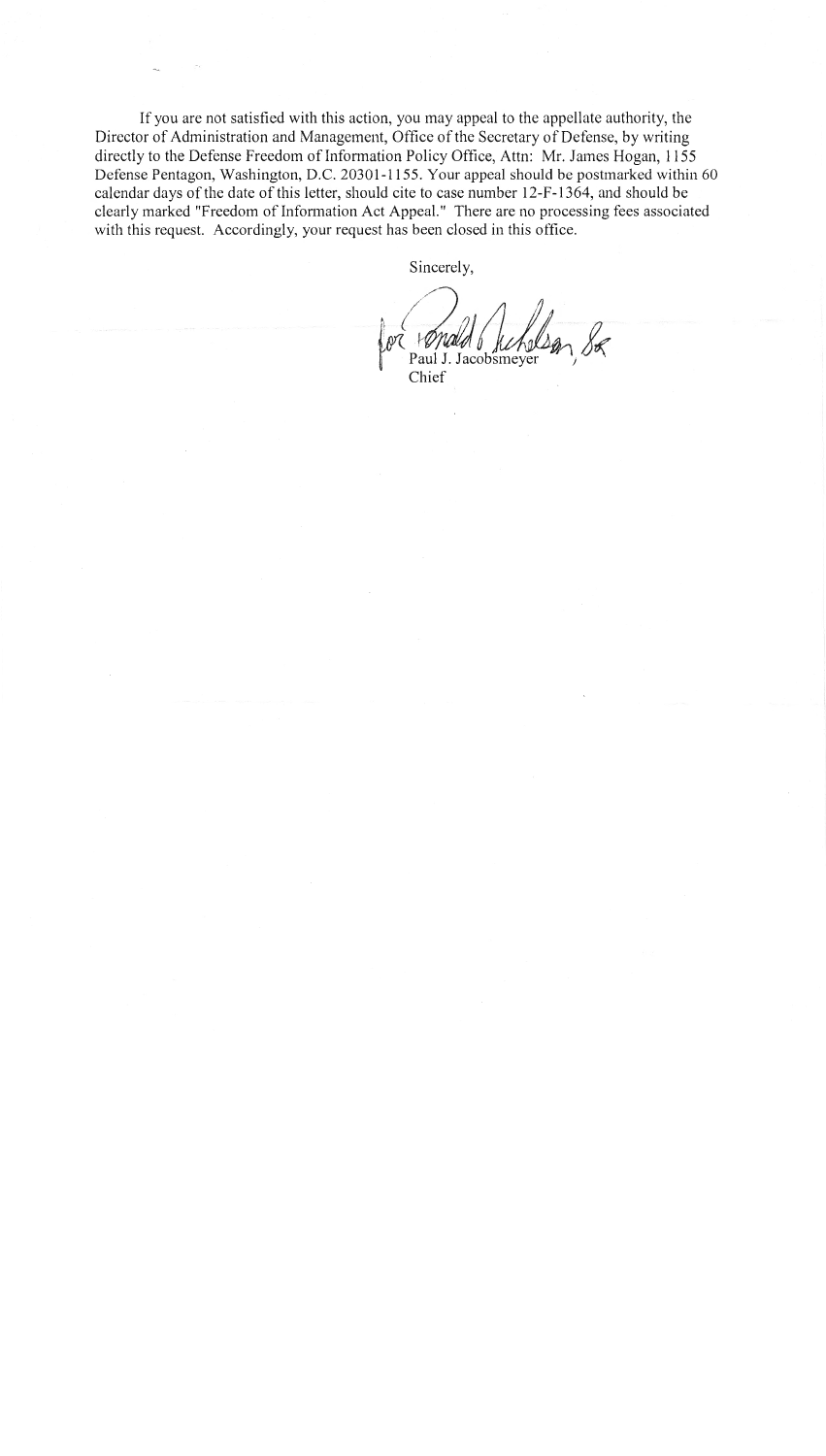If you are not satisfied with this action, you may appeal to the appellate authority, the Director of Administration and Management, Office of the Secretary of Defense, by writing directly to the Defense Freedom of Information Policy Office, Attn: Mr. James Hogan, 1155 Defense Pentagon, Washington, D.C. 20301-1155. Your appeal should be postmarked within 60 calendar days of the date of this letter, should cite to case number 12-F-1364, and should be clearly marked "Freedom of Information Act Appeal." There are no processing fees associated with this request. Accordingly, your request has been closed in this office.

Sincerely,

for Ronald Nicholson, Sr.

Paul J. Jacobsmeyer
Chief